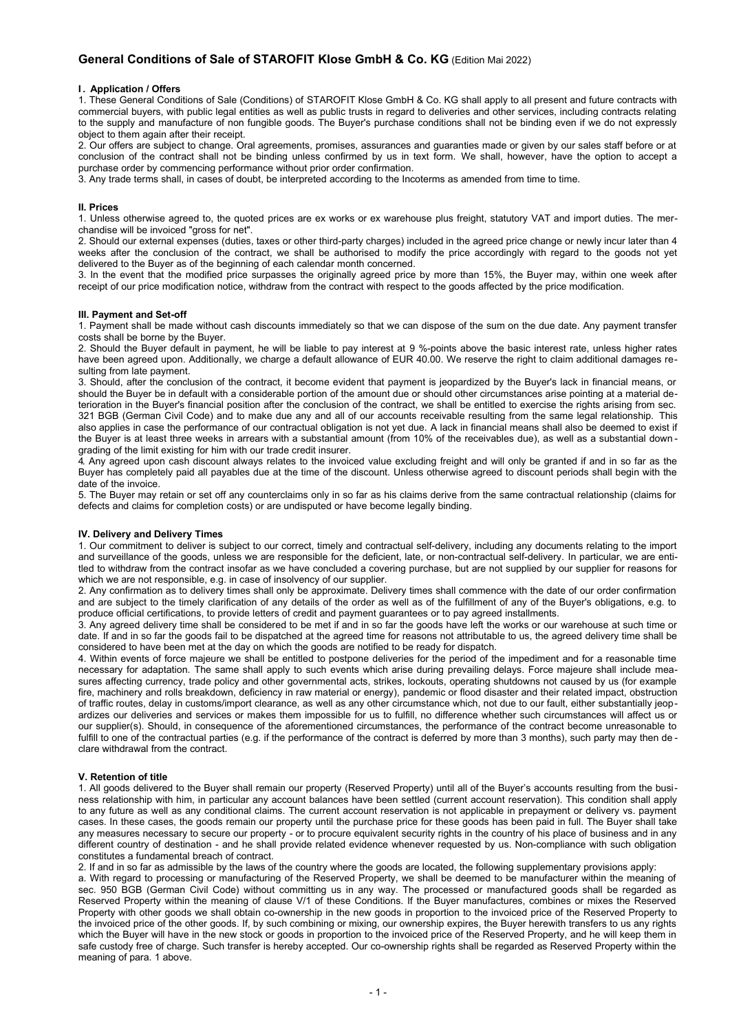# General Conditions of Sale of STAROFIT Klose GmbH & Co. KG (Edition Mai 2022)

## I. Application / Offers

1. These General Conditions of Sale (Conditions) of STAROFIT Klose GmbH & Co. KG shall apply to all present and future contracts with commercial buyers, with public legal entities as well as public trusts in regard to deliveries and other services, including contracts relating to the supply and manufacture of non fungible goods. The Buyer's purchase conditions shall not be binding even if we do not expressly object to them again after their receipt.

2. Our offers are subject to change. Oral agreements, promises, assurances and guaranties made or given by our sales staff before or at conclusion of the contract shall not be binding unless confirmed by us in text form. We shall, however, have the option to accept a purchase order by commencing performance without prior order confirmation.

3. Any trade terms shall, in cases of doubt, be interpreted according to the Incoterms as amended from time to time.

## II. Prices

1. Unless otherwise agreed to, the quoted prices are ex works or ex warehouse plus freight, statutory VAT and import duties. The merchandise will be invoiced "gross for net".

2. Should our external expenses (duties, taxes or other third-party charges) included in the agreed price change or newly incur later than 4 weeks after the conclusion of the contract, we shall be authorised to modify the price accordingly with regard to the goods not yet delivered to the Buyer as of the beginning of each calendar month concerned.

3. In the event that the modified price surpasses the originally agreed price by more than 15%, the Buyer may, within one week after receipt of our price modification notice, withdraw from the contract with respect to the goods affected by the price modification.

## III. Payment and Set-off

1. Payment shall be made without cash discounts immediately so that we can dispose of the sum on the due date. Any payment transfer costs shall be borne by the Buyer.

2. Should the Buyer default in payment, he will be liable to pay interest at 9 %-points above the basic interest rate, unless higher rates have been agreed upon. Additionally, we charge a default allowance of EUR 40.00. We reserve the right to claim additional damages resulting from late payment.

3. Should, after the conclusion of the contract, it become evident that payment is jeopardized by the Buyer's lack in financial means, or should the Buyer be in default with a considerable portion of the amount due or should other circumstances arise pointing at a material deterioration in the Buyer's financial position after the conclusion of the contract, we shall be entitled to exercise the rights arising from sec. 321 BGB (German Civil Code) and to make due any and all of our accounts receivable resulting from the same legal relationship. This also applies in case the performance of our contractual obligation is not yet due. A lack in financial means shall also be deemed to exist if the Buyer is at least three weeks in arrears with a substantial amount (from 10% of the receivables due), as well as a substantial downgrading of the limit existing for him with our trade credit insurer.

4. Any agreed upon cash discount always relates to the invoiced value excluding freight and will only be granted if and in so far as the Buyer has completely paid all payables due at the time of the discount. Unless otherwise agreed to discount periods shall begin with the date of the invoice.

5. The Buyer may retain or set off any counterclaims only in so far as his claims derive from the same contractual relationship (claims for defects and claims for completion costs) or are undisputed or have become legally binding.

## IV. Delivery and Delivery Times

1. Our commitment to deliver is subject to our correct, timely and contractual self-delivery, including any documents relating to the import and surveillance of the goods, unless we are responsible for the deficient, late, or non-contractual self-delivery. In particular, we are entitled to withdraw from the contract insofar as we have concluded a covering purchase, but are not supplied by our supplier for reasons for which we are not responsible, e.g. in case of insolvency of our supplier.

2. Any confirmation as to delivery times shall only be approximate. Delivery times shall commence with the date of our order confirmation and are subject to the timely clarification of any details of the order as well as of the fulfillment of any of the Buyer's obligations, e.g. to produce official certifications, to provide letters of credit and payment guarantees or to pay agreed installments.

3. Any agreed delivery time shall be considered to be met if and in so far the goods have left the works or our warehouse at such time or date. If and in so far the goods fail to be dispatched at the agreed time for reasons not attributable to us, the agreed delivery time shall be considered to have been met at the day on which the goods are notified to be ready for dispatch.

4. Within events of force majeure we shall be entitled to postpone deliveries for the period of the impediment and for a reasonable time necessary for adaptation. The same shall apply to such events which arise during prevailing delays. Force majeure shall include measures affecting currency, trade policy and other governmental acts, strikes, lockouts, operating shutdowns not caused by us (for example fire, machinery and rolls breakdown, deficiency in raw material or energy), pandemic or flood disaster and their related impact, obstruction of traffic routes, delay in customs/import clearance, as well as any other circumstance which, not due to our fault, either substantially jeopardizes our deliveries and services or makes them impossible for us to fulfill, no difference whether such circumstances will affect us or our supplier(s). Should, in consequence of the aforementioned circumstances, the performance of the contract become unreasonable to fulfill to one of the contractual parties (e.g. if the performance of the contract is deferred by more than 3 months), such party may then declare withdrawal from the contract.

## V. Retention of title

1. All goods delivered to the Buyer shall remain our property (Reserved Property) until all of the Buyer's accounts resulting from the business relationship with him, in particular any account balances have been settled (current account reservation). This condition shall apply to any future as well as any conditional claims. The current account reservation is not applicable in prepayment or delivery vs. payment cases. In these cases, the goods remain our property until the purchase price for these goods has been paid in full. The Buyer shall take any measures necessary to secure our property - or to procure equivalent security rights in the country of his place of business and in any different country of destination - and he shall provide related evidence whenever requested by us. Non-compliance with such obligation constitutes a fundamental breach of contract.

2. If and in so far as admissible by the laws of the country where the goods are located, the following supplementary provisions apply:

a. With regard to processing or manufacturing of the Reserved Property, we shall be deemed to be manufacturer within the meaning of sec. 950 BGB (German Civil Code) without committing us in any way. The processed or manufactured goods shall be regarded as Reserved Property within the meaning of clause V/1 of these Conditions. If the Buyer manufactures, combines or mixes the Reserved Property with other goods we shall obtain co-ownership in the new goods in proportion to the invoiced price of the Reserved Property to the invoiced price of the other goods. If, by such combining or mixing, our ownership expires, the Buyer herewith transfers to us any rights which the Buyer will have in the new stock or goods in proportion to the invoiced price of the Reserved Property, and he will keep them in safe custody free of charge. Such transfer is hereby accepted. Our co-ownership rights shall be regarded as Reserved Property within the meaning of para. 1 above.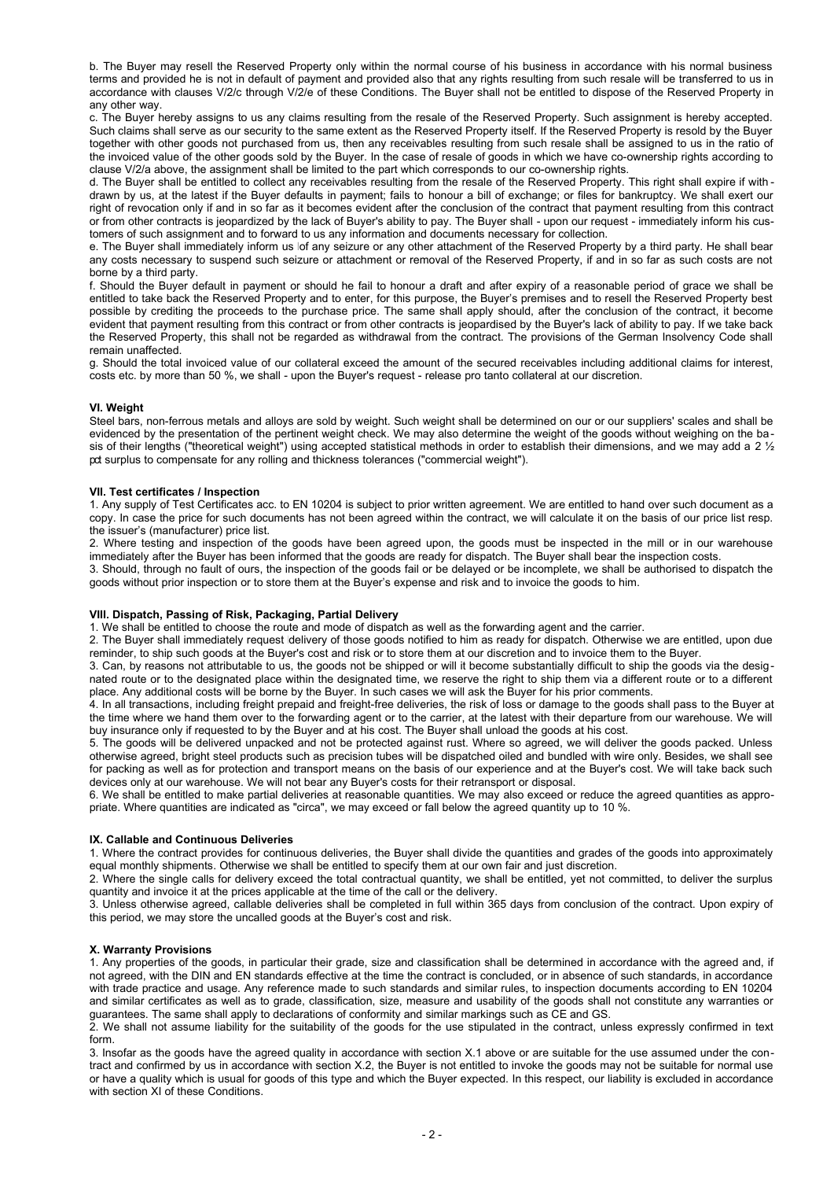b. The Buyer may resell the Reserved Property only within the normal course of his business in accordance with his normal business terms and provided he is not in default of payment and provided also that any rights resulting from such resale will be transferred to us in accordance with clauses V/2/c through V/2/e of these Conditions. The Buyer shall not be entitled to dispose of the Reserved Property in any other way.

c. The Buyer hereby assigns to us any claims resulting from the resale of the Reserved Property. Such assignment is hereby accepted. Such claims shall serve as our security to the same extent as the Reserved Property itself. If the Reserved Property is resold by the Buyer together with other goods not purchased from us, then any receivables resulting from such resale shall be assigned to us in the ratio of the invoiced value of the other goods sold by the Buyer. In the case of resale of goods in which we have co-ownership rights according to clause V/2/a above, the assignment shall be limited to the part which corresponds to our co-ownership rights.

d. The Buyer shall be entitled to collect any receivables resulting from the resale of the Reserved Property. This right shall expire if withdrawn by us, at the latest if the Buyer defaults in payment; fails to honour a bill of exchange; or files for bankruptcy. We shall exert our right of revocation only if and in so far as it becomes evident after the conclusion of the contract that payment resulting from this contract or from other contracts is jeopardized by the lack of Buyer's ability to pay. The Buyer shall - upon our request - immediately inform his customers of such assignment and to forward to us any information and documents necessary for collection.

e. The Buyer shall immediately inform us of any seizure or any other attachment of the Reserved Property by a third party. He shall bear any costs necessary to suspend such seizure or attachment or removal of the Reserved Property, if and in so far as such costs are not borne by a third party.

f. Should the Buyer default in payment or should he fail to honour a draft and after expiry of a reasonable period of grace we shall be entitled to take back the Reserved Property and to enter, for this purpose, the Buyer's premises and to resell the Reserved Property best possible by crediting the proceeds to the purchase price. The same shall apply should, after the conclusion of the contract, it become evident that payment resulting from this contract or from other contracts is jeopardised by the Buyer's lack of ability to pay. If we take back the Reserved Property, this shall not be regarded as withdrawal from the contract. The provisions of the German Insolvency Code shall remain unaffected.

g. Should the total invoiced value of our collateral exceed the amount of the secured receivables including additional claims for interest, costs etc. by more than 50 %, we shall - upon the Buyer's request - release pro tanto collateral at our discretion.

### VI. Weight

Steel bars, non-ferrous metals and alloys are sold by weight. Such weight shall be determined on our or our suppliers' scales and shall be evidenced by the presentation of the pertinent weight check. We may also determine the weight of the goods without weighing on the basis of their lengths ("theoretical weight") using accepted statistical methods in order to establish their dimensions, and we may add a 2 ½ pct surplus to compensate for any rolling and thickness tolerances ("commercial weight").

### VII. Test certificates / Inspection

1. Any supply of Test Certificates acc. to EN 10204 is subject to prior written agreement. We are entitled to hand over such document as a copy. In case the price for such documents has not been agreed within the contract, we will calculate it on the basis of our price list resp. the issuer's (manufacturer) price list.

2. Where testing and inspection of the goods have been agreed upon, the goods must be inspected in the mill or in our warehouse immediately after the Buyer has been informed that the goods are ready for dispatch. The Buyer shall bear the inspection costs.

3. Should, through no fault of ours, the inspection of the goods fail or be delayed or be incomplete, we shall be authorised to dispatch the goods without prior inspection or to store them at the Buyer's expense and risk and to invoice the goods to him.

### VIII. Dispatch, Passing of Risk, Packaging, Partial Delivery

1. We shall be entitled to choose the route and mode of dispatch as well as the forwarding agent and the carrier.

2. The Buyer shall immediately request delivery of those goods notified to him as ready for dispatch. Otherwise we are entitled, upon due reminder, to ship such goods at the Buyer's cost and risk or to store them at our discretion and to invoice them to the Buyer.

3. Can, by reasons not attributable to us, the goods not be shipped or will it become substantially difficult to ship the goods via the designated route or to the designated place within the designated time, we reserve the right to ship them via a different route or to a different place. Any additional costs will be borne by the Buyer. In such cases we will ask the Buyer for his prior comments.

4. In all transactions, including freight prepaid and freight-free deliveries, the risk of loss or damage to the goods shall pass to the Buyer at the time where we hand them over to the forwarding agent or to the carrier, at the latest with their departure from our warehouse. We will buy insurance only if requested to by the Buyer and at his cost. The Buyer shall unload the goods at his cost.

5. The goods will be delivered unpacked and not be protected against rust. Where so agreed, we will deliver the goods packed. Unless otherwise agreed, bright steel products such as precision tubes will be dispatched oiled and bundled with wire only. Besides, we shall see for packing as well as for protection and transport means on the basis of our experience and at the Buyer's cost. We will take back such devices only at our warehouse. We will not bear any Buyer's costs for their retransport or disposal.

6. We shall be entitled to make partial deliveries at reasonable quantities. We may also exceed or reduce the agreed quantities as appropriate. Where quantities are indicated as "circa", we may exceed or fall below the agreed quantity up to 10 %.

### IX. Callable and Continuous Deliveries

1. Where the contract provides for continuous deliveries, the Buyer shall divide the quantities and grades of the goods into approximately equal monthly shipments. Otherwise we shall be entitled to specify them at our own fair and just discretion.

2. Where the single calls for delivery exceed the total contractual quantity, we shall be entitled, yet not committed, to deliver the surplus quantity and invoice it at the prices applicable at the time of the call or the delivery.

3. Unless otherwise agreed, callable deliveries shall be completed in full within 365 days from conclusion of the contract. Upon expiry of this period, we may store the uncalled goods at the Buyer's cost and risk.

### X. Warranty Provisions

1. Any properties of the goods, in particular their grade, size and classification shall be determined in accordance with the agreed and, if not agreed, with the DIN and EN standards effective at the time the contract is concluded, or in absence of such standards, in accordance with trade practice and usage. Any reference made to such standards and similar rules, to inspection documents according to EN 10204 and similar certificates as well as to grade, classification, size, measure and usability of the goods shall not constitute any warranties or guarantees. The same shall apply to declarations of conformity and similar markings such as CE and GS.

2. We shall not assume liability for the suitability of the goods for the use stipulated in the contract, unless expressly confirmed in text form.

3. Insofar as the goods have the agreed quality in accordance with section X.1 above or are suitable for the use assumed under the contract and confirmed by us in accordance with section X.2, the Buyer is not entitled to invoke the goods may not be suitable for normal use or have a quality which is usual for goods of this type and which the Buyer expected. In this respect, our liability is excluded in accordance with section XI of these Conditions.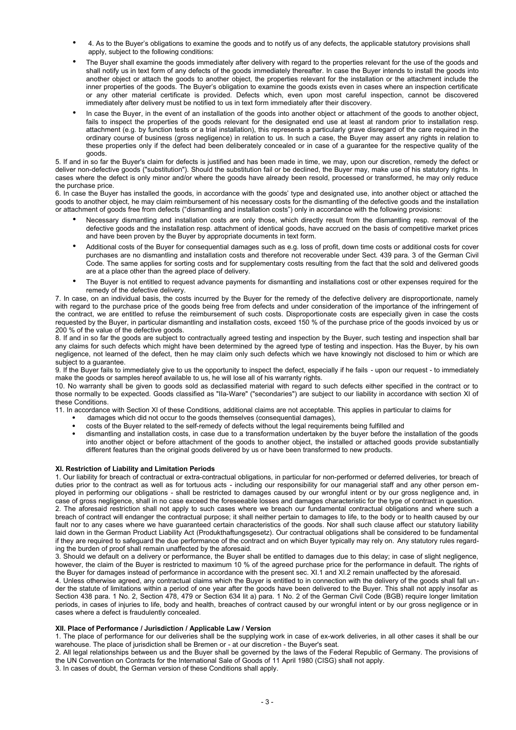- 4. As to the Buyer's obligations to examine the goods and to notify us of any defects, the applicable statutory provisions shall apply, subject to the following conditions:
- The Buyer shall examine the goods immediately after delivery with regard to the properties relevant for the use of the goods and shall notify us in text form of any defects of the goods immediately thereafter. In case the Buyer intends to install the goods into another object or attach the goods to another object, the properties relevant for the installation or the attachment include the inner properties of the goods. The Buyer's obligation to examine the goods exists even in cases where an inspection certificate or any other material certificate is provided. Defects which, even upon most careful inspection, cannot be discovered immediately after delivery must be notified to us in text form immediately after their discovery.
- In case the Buyer, in the event of an installation of the goods into another object or attachment of the goods to another object, fails to inspect the properties of the goods relevant for the designated end use at least at random prior to installation resp. attachment (e.g. by function tests or a trial installation), this represents a particularly grave disregard of the care required in the ordinary course of business (gross negligence) in relation to us. In such a case, the Buyer may assert any rights in relation to these properties only if the defect had been deliberately concealed or in case of a guarantee for the respective quality of the goods.

5. If and in so far the Buyer's claim for defects is justified and has been made in time, we may, upon our discretion, remedy the defect or deliver non-defective goods ("substitution"). Should the substitution fail or be declined, the Buyer may, make use of his statutory rights. In cases where the defect is only minor and/or where the goods have already been resold, processed or transformed, he may only reduce the purchase price.

6. In case the Buyer has installed the goods, in accordance with the goods' type and designated use, into another object or attached the goods to another object, he may claim reimbursement of his necessary costs for the dismantling of the defective goods and the installation or attachment of goods free from defects ("dismantling and installation costs") only in accordance with the following provisions:

- Necessary dismantling and installation costs are only those, which directly result from the dismantling resp. removal of the defective goods and the installation resp. attachment of identical goods, have accrued on the basis of competitive market prices and have been proven by the Buyer by appropriate documents in text form.
- Additional costs of the Buyer for consequential damages such as e.g. loss of profit, down time costs or additional costs for cover purchases are no dismantling and installation costs and therefore not recoverable under Sect. 439 para. 3 of the German Civil Code. The same applies for sorting costs and for supplementary costs resulting from the fact that the sold and delivered goods are at a place other than the agreed place of delivery.
- The Buyer is not entitled to request advance payments for dismantling and installations cost or other expenses required for the remedy of the defective delivery.

7. In case, on an individual basis, the costs incurred by the Buyer for the remedy of the defective delivery are disproportionate, namely with regard to the purchase price of the goods being free from defects and under consideration of the importance of the infringement of the contract, we are entitled to refuse the reimbursement of such costs. Disproportionate costs are especially given in case the costs requested by the Buyer, in particular dismantling and installation costs, exceed 150 % of the purchase price of the goods invoiced by us or 200 % of the value of the defective goods.

8. If and in so far the goods are subject to contractually agreed testing and inspection by the Buyer, such testing and inspection shall bar any claims for such defects which might have been determined by the agreed type of testing and inspection. Has the Buyer, by his own negligence, not learned of the defect, then he may claim only such defects which we have knowingly not disclosed to him or which are subject to a guarantee.

9. If the Buyer fails to immediately give to us the opportunity to inspect the defect, especially if he fails - upon our request - to immediately make the goods or samples hereof available to us, he will lose all of his warranty rights.

10. No warranty shall be given to goods sold as declassified material with regard to such defects either specified in the contract or to those normally to be expected. Goods classified as "IIa-Ware" ("secondaries") are subject to our liability in accordance with section XI of these Conditions.

11. In accordance with Section XI of these Conditions, additional claims are not acceptable. This applies in particular to claims for

- damages which did not occur to the goods themselves (consequential damages),
- costs of the Buyer related to the self-remedy of defects without the legal requirements being fulfilled and
- dismantling and installation costs, in case due to a transformation undertaken by the buyer before the installation of the goods into another object or before attachment of the goods to another object, the installed or attached goods provide substantially different features than the original goods delivered by us or have been transformed to new products.

**XI. Restriction of Liability and Limitation Periods**

1. Our liability for breach of contractual or extra-contractual obligations, in particular for non-performed or deferred deliveries, tor breach of duties prior to the contract as well as for tortuous acts - including our responsibility for our managerial staff and any other person employed in performing our obligations - shall be restricted to damages caused by our wrongful intent or by our gross negligence and, in case of gross negligence, shall in no case exceed the foreseeable losses and damages characteristic for the type of contract in question.

2. The aforesaid restriction shall not apply to such cases where we breach our fundamental contractual obligations and where such a breach of contract will endanger the contractual purpose; it shall neither pertain to damages to life, to the body or to health caused by our fault nor to any cases where we have guaranteed certain characteristics of the goods. Nor shall such clause affect our statutory liability laid down in the German Product Liability Act (Produkthaftungsgesetz). Our contractual obligations shall be considered to be fundamental if they are required to safeguard the due performance of the contract and on which Buyer typically may rely on. Any statutory rules regarding the burden of proof shall remain unaffected by the aforesaid.

3. Should we default on a delivery or performance, the Buyer shall be entitled to damages due to this delay; in case of slight negligence, however, the claim of the Buyer is restricted to maximum 10 % of the agreed purchase price for the performance in default. The rights of the Buyer for damages instead of performance in accordance with the present sec. XI.1 and XI.2 remain unaffected by the aforesaid.

4. Unless otherwise agreed, any contractual claims which the Buyer is entitled to in connection with the delivery of the goods shall fall under the statute of limitations within a period of one year after the goods have been delivered to the Buyer. This shall not apply insofar as Section 438 para. 1 No. 2, Section 478, 479 or Section 634 lit a) para. 1 No. 2 of the German Civil Code (BGB) require longer limitation periods, in cases of injuries to life, body and health, breaches of contract caused by our wrongful intent or by our gross negligence or in cases where a defect is fraudulently concealed.

**XII. Place of Performance / Jurisdiction / Applicable Law / Version**

1. The place of performance for our deliveries shall be the supplying work in case of ex-work deliveries, in all other cases it shall be our warehouse. The place of jurisdiction shall be Bremen or - at our discretion - the Buyer's seat.

2. All legal relationships between us and the Buyer shall be governed by the laws of the Federal Republic of Germany. The provisions of the UN Convention on Contracts for the International Sale of Goods of 11 April 1980 (CISG) shall not apply.

3. In cases of doubt, the German version of these Conditions shall apply.